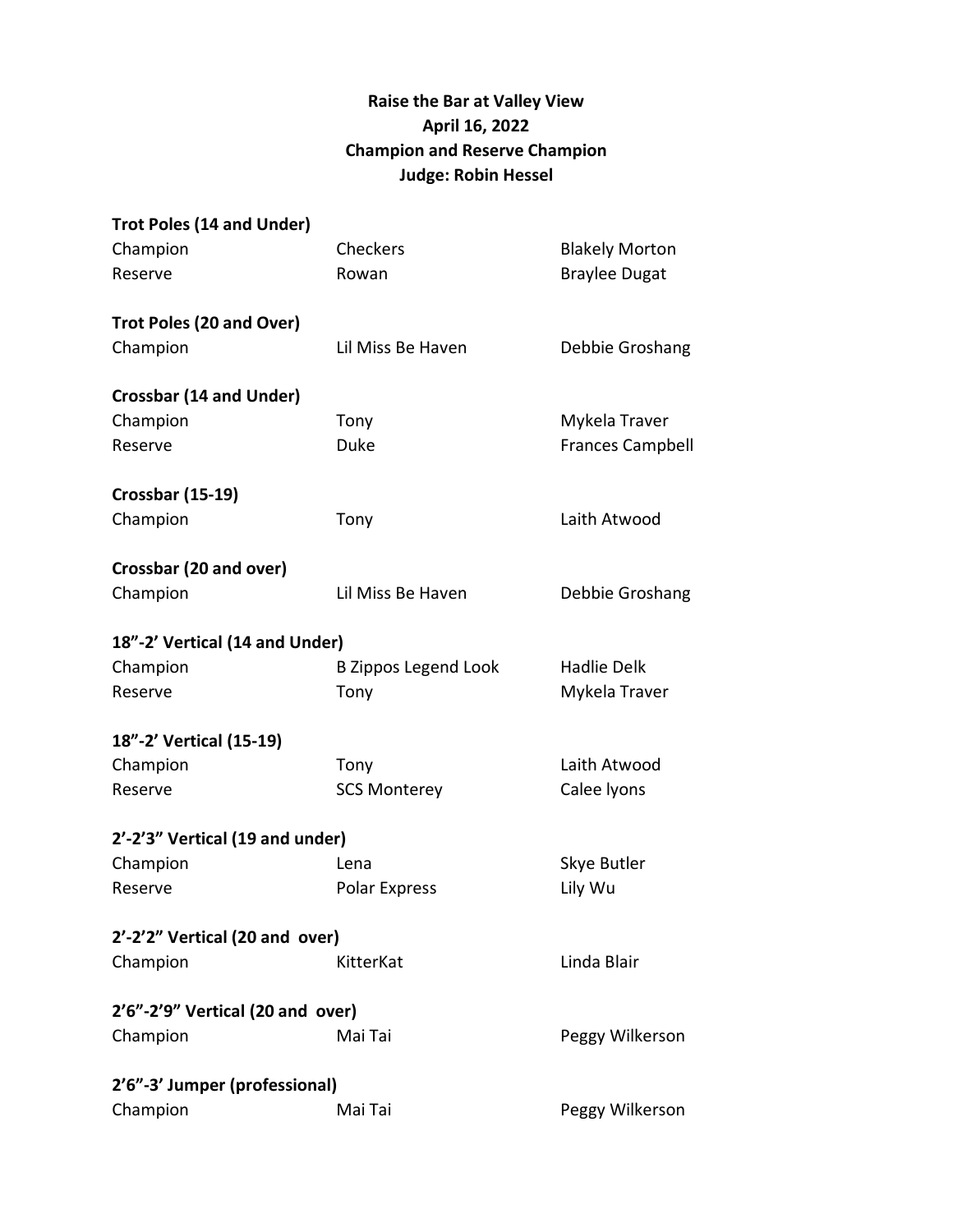**Raise the Bar at Valley View**
**April 16, 2022**
**Champion and Reserve Champion**
**Judge: Robin Hessel**

**Trot Poles (14 and Under)**

| | | |
|---|---|---|
| Champion | Checkers | Blakely Morton |
| Reserve | Rowan | Braylee Dugat |

**Trot Poles (20 and Over)**

| | | |
|---|---|---|
| Champion | Lil Miss Be Haven | Debbie Groshang |

**Crossbar (14 and Under)**

| | | |
|---|---|---|
| Champion | Tony | Mykela Traver |
| Reserve | Duke | Frances Campbell |

**Crossbar (15-19)**

| | | |
|---|---|---|
| Champion | Tony | Laith Atwood |

**Crossbar (20 and over)**

| | | |
|---|---|---|
| Champion | Lil Miss Be Haven | Debbie Groshang |

**18"-2' Vertical (14 and Under)**

| | | |
|---|---|---|
| Champion | B Zippos Legend Look | Hadlie Delk |
| Reserve | Tony | Mykela Traver |

**18"-2' Vertical (15-19)**

| | | |
|---|---|---|
| Champion | Tony | Laith Atwood |
| Reserve | SCS Monterey | Calee lyons |

**2'-2'3" Vertical (19 and under)**

| | | |
|---|---|---|
| Champion | Lena | Skye Butler |
| Reserve | Polar Express | Lily Wu |

**2'-2'2" Vertical (20 and over)**

| | | |
|---|---|---|
| Champion | KitterKat | Linda Blair |

**2'6"-2'9" Vertical (20 and over)**

| | | |
|---|---|---|
| Champion | Mai Tai | Peggy Wilkerson |

**2'6"-3' Jumper (professional)**

| | | |
|---|---|---|
| Champion | Mai Tai | Peggy Wilkerson |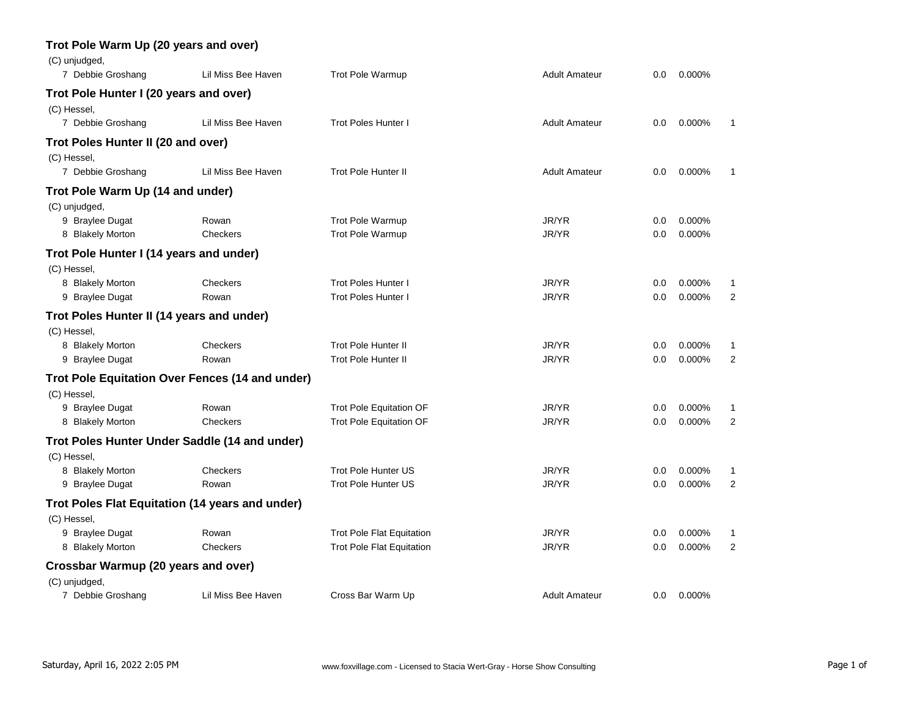### Trot Pole Warm Up (20 years and over)

(C) unjudged,

| | | | | | | |
|---|---|---|---|---|---|---|
| 7 Debbie Groshang | Lil Miss Bee Haven | Trot Pole Warmup | Adult Amateur | 0.0 | 0.000% | |

### Trot Pole Hunter I (20 years and over)

(C) Hessel,

| | | | | | | |
|---|---|---|---|---|---|---|
| 7 Debbie Groshang | Lil Miss Bee Haven | Trot Poles Hunter I | Adult Amateur | 0.0 | 0.000% | 1 |

### Trot Poles Hunter II (20 and over)

(C) Hessel,

| | | | | | | |
|---|---|---|---|---|---|---|
| 7 Debbie Groshang | Lil Miss Bee Haven | Trot Pole Hunter II | Adult Amateur | 0.0 | 0.000% | 1 |

### Trot Pole Warm Up (14 and under)

(C) unjudged,

| | | | | | | |
|---|---|---|---|---|---|---|
| 9 Braylee Dugat | Rowan | Trot Pole Warmup | JR/YR | 0.0 | 0.000% | |
| 8 Blakely Morton | Checkers | Trot Pole Warmup | JR/YR | 0.0 | 0.000% | |

### Trot Pole Hunter I (14 years and under)

(C) Hessel,

| | | | | | | |
|---|---|---|---|---|---|---|
| 8 Blakely Morton | Checkers | Trot Poles Hunter I | JR/YR | 0.0 | 0.000% | 1 |
| 9 Braylee Dugat | Rowan | Trot Poles Hunter I | JR/YR | 0.0 | 0.000% | 2 |

### Trot Poles Hunter II (14 years and under)

(C) Hessel,

| | | | | | | |
|---|---|---|---|---|---|---|
| 8 Blakely Morton | Checkers | Trot Pole Hunter II | JR/YR | 0.0 | 0.000% | 1 |
| 9 Braylee Dugat | Rowan | Trot Pole Hunter II | JR/YR | 0.0 | 0.000% | 2 |

### Trot Pole Equitation Over Fences (14 and under)

(C) Hessel,

| | | | | | | |
|---|---|---|---|---|---|---|
| 9 Braylee Dugat | Rowan | Trot Pole Equitation OF | JR/YR | 0.0 | 0.000% | 1 |
| 8 Blakely Morton | Checkers | Trot Pole Equitation OF | JR/YR | 0.0 | 0.000% | 2 |

### Trot Poles Hunter Under Saddle (14 and under)

(C) Hessel,

| | | | | | | |
|---|---|---|---|---|---|---|
| 8 Blakely Morton | Checkers | Trot Pole Hunter US | JR/YR | 0.0 | 0.000% | 1 |
| 9 Braylee Dugat | Rowan | Trot Pole Hunter US | JR/YR | 0.0 | 0.000% | 2 |

### Trot Poles Flat Equitation (14 years and under)

(C) Hessel,

| | | | | | | |
|---|---|---|---|---|---|---|
| 9 Braylee Dugat | Rowan | Trot Pole Flat Equitation | JR/YR | 0.0 | 0.000% | 1 |
| 8 Blakely Morton | Checkers | Trot Pole Flat Equitation | JR/YR | 0.0 | 0.000% | 2 |

### Crossbar Warmup (20 years and over)

(C) unjudged,

| | | | | | | |
|---|---|---|---|---|---|---|
| 7 Debbie Groshang | Lil Miss Bee Haven | Cross Bar Warm Up | Adult Amateur | 0.0 | 0.000% | |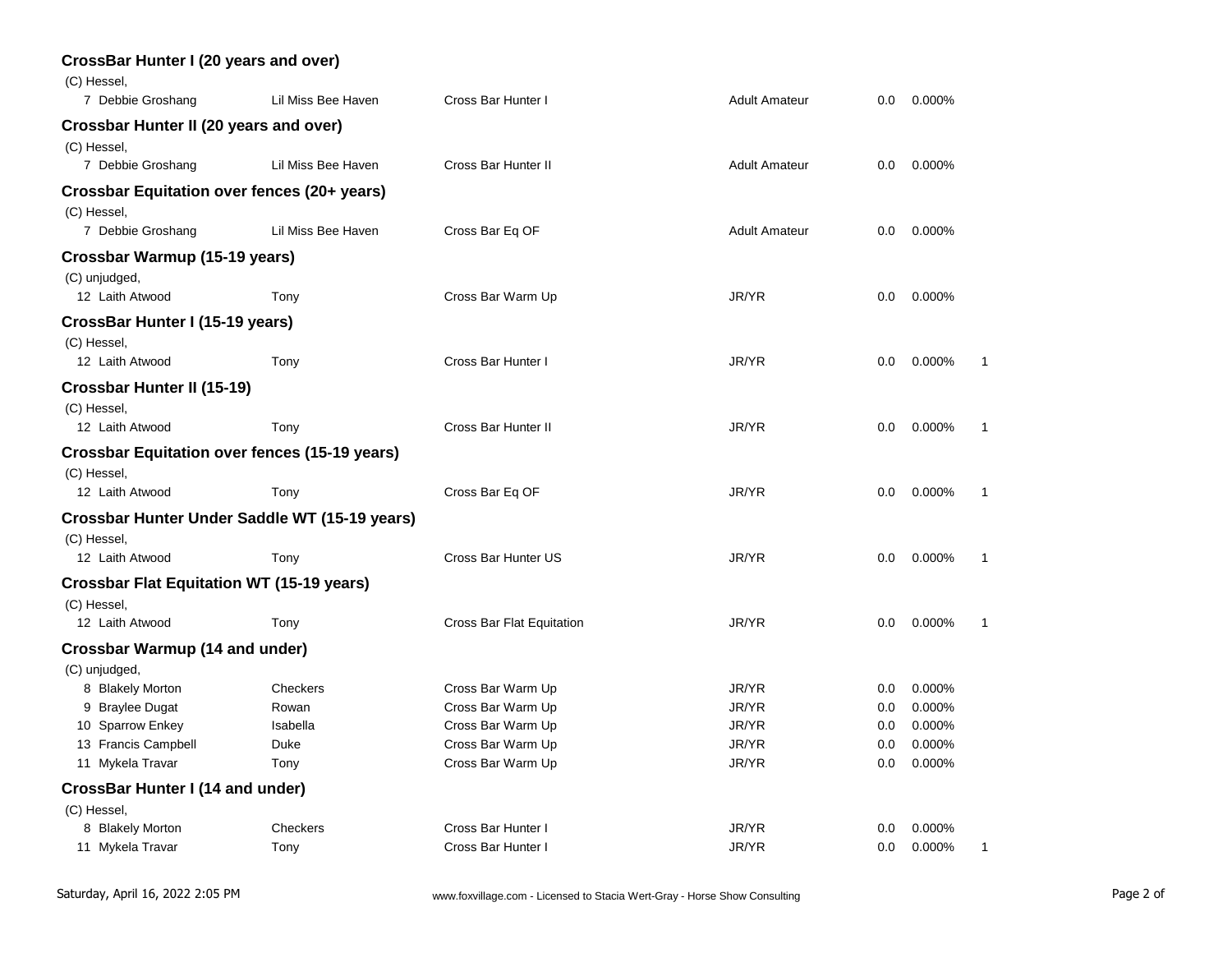### CrossBar Hunter I (20 years and over)

(C) Hessel,

| | | | | | | |
|---|---|---|---|---|---|---|
| 7 Debbie Groshang | Lil Miss Bee Haven | Cross Bar Hunter I | Adult Amateur | 0.0 | 0.000% | |

### Crossbar Hunter II (20 years and over)

(C) Hessel,

| | | | | | | |
|---|---|---|---|---|---|---|
| 7 Debbie Groshang | Lil Miss Bee Haven | Cross Bar Hunter II | Adult Amateur | 0.0 | 0.000% | |

### Crossbar Equitation over fences (20+ years)

(C) Hessel,

| | | | | | | |
|---|---|---|---|---|---|---|
| 7 Debbie Groshang | Lil Miss Bee Haven | Cross Bar Eq OF | Adult Amateur | 0.0 | 0.000% | |

### Crossbar Warmup (15-19 years)

(C) unjudged,

| | | | | | | |
|---|---|---|---|---|---|---|
| 12 Laith Atwood | Tony | Cross Bar Warm Up | JR/YR | 0.0 | 0.000% | |

### CrossBar Hunter I (15-19 years)

(C) Hessel,

| | | | | | | |
|---|---|---|---|---|---|---|
| 12 Laith Atwood | Tony | Cross Bar Hunter I | JR/YR | 0.0 | 0.000% | 1 |

### Crossbar Hunter II (15-19)

(C) Hessel,

| | | | | | | |
|---|---|---|---|---|---|---|
| 12 Laith Atwood | Tony | Cross Bar Hunter II | JR/YR | 0.0 | 0.000% | 1 |

### Crossbar Equitation over fences (15-19 years)

(C) Hessel,

| | | | | | | |
|---|---|---|---|---|---|---|
| 12 Laith Atwood | Tony | Cross Bar Eq OF | JR/YR | 0.0 | 0.000% | 1 |

### Crossbar Hunter Under Saddle WT (15-19 years)

(C) Hessel,

| | | | | | | |
|---|---|---|---|---|---|---|
| 12 Laith Atwood | Tony | Cross Bar Hunter US | JR/YR | 0.0 | 0.000% | 1 |

### Crossbar Flat Equitation WT (15-19 years)

(C) Hessel,

| | | | | | | |
|---|---|---|---|---|---|---|
| 12 Laith Atwood | Tony | Cross Bar Flat Equitation | JR/YR | 0.0 | 0.000% | 1 |

### Crossbar Warmup (14 and under)

(C) unjudged,

| | | | | | | |
|---|---|---|---|---|---|---|
| 8 Blakely Morton | Checkers | Cross Bar Warm Up | JR/YR | 0.0 | 0.000% | |
| 9 Braylee Dugat | Rowan | Cross Bar Warm Up | JR/YR | 0.0 | 0.000% | |
| 10 Sparrow Enkey | Isabella | Cross Bar Warm Up | JR/YR | 0.0 | 0.000% | |
| 13 Francis Campbell | Duke | Cross Bar Warm Up | JR/YR | 0.0 | 0.000% | |
| 11 Mykela Travar | Tony | Cross Bar Warm Up | JR/YR | 0.0 | 0.000% | |

### CrossBar Hunter I (14 and under)

(C) Hessel,

| | | | | | | |
|---|---|---|---|---|---|---|
| 8 Blakely Morton | Checkers | Cross Bar Hunter I | JR/YR | 0.0 | 0.000% | |
| 11 Mykela Travar | Tony | Cross Bar Hunter I | JR/YR | 0.0 | 0.000% | 1 |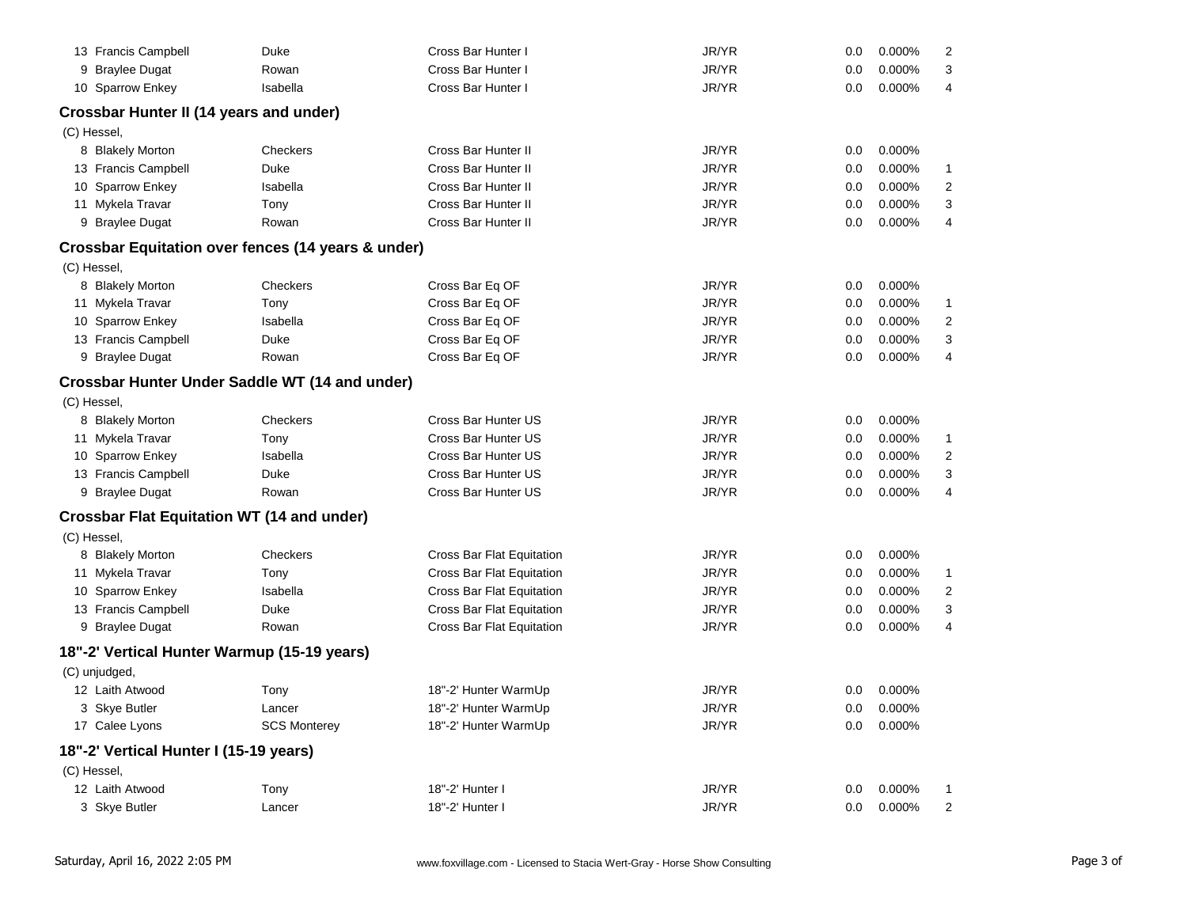| | | | | | | |
|---|---|---|---|---|---|---|
| 13 Francis Campbell | Duke | Cross Bar Hunter I | JR/YR | 0.0 | 0.000% | 2 |
| 9 Braylee Dugat | Rowan | Cross Bar Hunter I | JR/YR | 0.0 | 0.000% | 3 |
| 10 Sparrow Enkey | Isabella | Cross Bar Hunter I | JR/YR | 0.0 | 0.000% | 4 |

### Crossbar Hunter II (14 years and under)

(C) Hessel,

| | | | | | | |
|---|---|---|---|---|---|---|
| 8 Blakely Morton | Checkers | Cross Bar Hunter II | JR/YR | 0.0 | 0.000% | |
| 13 Francis Campbell | Duke | Cross Bar Hunter II | JR/YR | 0.0 | 0.000% | 1 |
| 10 Sparrow Enkey | Isabella | Cross Bar Hunter II | JR/YR | 0.0 | 0.000% | 2 |
| 11 Mykela Travar | Tony | Cross Bar Hunter II | JR/YR | 0.0 | 0.000% | 3 |
| 9 Braylee Dugat | Rowan | Cross Bar Hunter II | JR/YR | 0.0 | 0.000% | 4 |

### Crossbar Equitation over fences (14 years & under)

(C) Hessel,

| | | | | | | |
|---|---|---|---|---|---|---|
| 8 Blakely Morton | Checkers | Cross Bar Eq OF | JR/YR | 0.0 | 0.000% | |
| 11 Mykela Travar | Tony | Cross Bar Eq OF | JR/YR | 0.0 | 0.000% | 1 |
| 10 Sparrow Enkey | Isabella | Cross Bar Eq OF | JR/YR | 0.0 | 0.000% | 2 |
| 13 Francis Campbell | Duke | Cross Bar Eq OF | JR/YR | 0.0 | 0.000% | 3 |
| 9 Braylee Dugat | Rowan | Cross Bar Eq OF | JR/YR | 0.0 | 0.000% | 4 |

### Crossbar Hunter Under Saddle WT (14 and under)

(C) Hessel,

| | | | | | | |
|---|---|---|---|---|---|---|
| 8 Blakely Morton | Checkers | Cross Bar Hunter US | JR/YR | 0.0 | 0.000% | |
| 11 Mykela Travar | Tony | Cross Bar Hunter US | JR/YR | 0.0 | 0.000% | 1 |
| 10 Sparrow Enkey | Isabella | Cross Bar Hunter US | JR/YR | 0.0 | 0.000% | 2 |
| 13 Francis Campbell | Duke | Cross Bar Hunter US | JR/YR | 0.0 | 0.000% | 3 |
| 9 Braylee Dugat | Rowan | Cross Bar Hunter US | JR/YR | 0.0 | 0.000% | 4 |

### Crossbar Flat Equitation WT (14 and under)

(C) Hessel,

| | | | | | | |
|---|---|---|---|---|---|---|
| 8 Blakely Morton | Checkers | Cross Bar Flat Equitation | JR/YR | 0.0 | 0.000% | |
| 11 Mykela Travar | Tony | Cross Bar Flat Equitation | JR/YR | 0.0 | 0.000% | 1 |
| 10 Sparrow Enkey | Isabella | Cross Bar Flat Equitation | JR/YR | 0.0 | 0.000% | 2 |
| 13 Francis Campbell | Duke | Cross Bar Flat Equitation | JR/YR | 0.0 | 0.000% | 3 |
| 9 Braylee Dugat | Rowan | Cross Bar Flat Equitation | JR/YR | 0.0 | 0.000% | 4 |

### 18"-2' Vertical Hunter Warmup (15-19 years)

(C) unjudged,

| | | | | | | |
|---|---|---|---|---|---|---|
| 12 Laith Atwood | Tony | 18"-2' Hunter WarmUp | JR/YR | 0.0 | 0.000% | |
| 3 Skye Butler | Lancer | 18"-2' Hunter WarmUp | JR/YR | 0.0 | 0.000% | |
| 17 Calee Lyons | SCS Monterey | 18"-2' Hunter WarmUp | JR/YR | 0.0 | 0.000% | |

### 18"-2' Vertical Hunter I (15-19 years)

(C) Hessel,

| | | | | | | |
|---|---|---|---|---|---|---|
| 12 Laith Atwood | Tony | 18"-2' Hunter I | JR/YR | 0.0 | 0.000% | 1 |
| 3 Skye Butler | Lancer | 18"-2' Hunter I | JR/YR | 0.0 | 0.000% | 2 |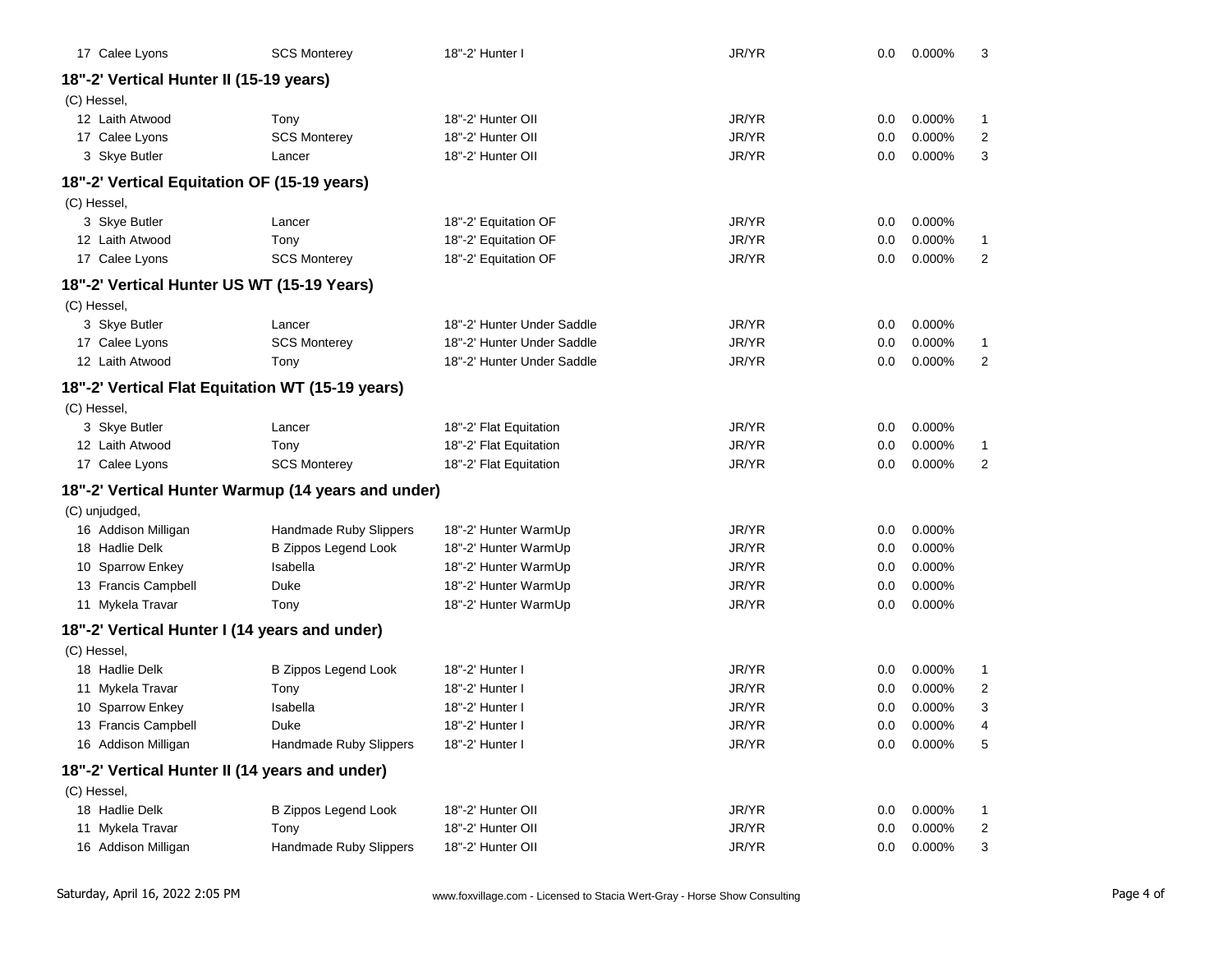| | | | | | | |
|---|---|---|---|---|---|---|
| 17 Calee Lyons | SCS Monterey | 18"-2' Hunter I | JR/YR | 0.0 | 0.000% | 3 |

### 18"-2' Vertical Hunter II (15-19 years)

(C) Hessel,

| | | | | | | |
|---|---|---|---|---|---|---|
| 12 Laith Atwood | Tony | 18"-2' Hunter OII | JR/YR | 0.0 | 0.000% | 1 |
| 17 Calee Lyons | SCS Monterey | 18"-2' Hunter OII | JR/YR | 0.0 | 0.000% | 2 |
| 3 Skye Butler | Lancer | 18"-2' Hunter OII | JR/YR | 0.0 | 0.000% | 3 |

### 18"-2' Vertical Equitation OF (15-19 years)

(C) Hessel,

| | | | | | | |
|---|---|---|---|---|---|---|
| 3 Skye Butler | Lancer | 18"-2' Equitation OF | JR/YR | 0.0 | 0.000% | |
| 12 Laith Atwood | Tony | 18"-2' Equitation OF | JR/YR | 0.0 | 0.000% | 1 |
| 17 Calee Lyons | SCS Monterey | 18"-2' Equitation OF | JR/YR | 0.0 | 0.000% | 2 |

### 18"-2' Vertical Hunter US WT (15-19 Years)

(C) Hessel,

| | | | | | | |
|---|---|---|---|---|---|---|
| 3 Skye Butler | Lancer | 18"-2' Hunter Under Saddle | JR/YR | 0.0 | 0.000% | |
| 17 Calee Lyons | SCS Monterey | 18"-2' Hunter Under Saddle | JR/YR | 0.0 | 0.000% | 1 |
| 12 Laith Atwood | Tony | 18"-2' Hunter Under Saddle | JR/YR | 0.0 | 0.000% | 2 |

### 18"-2' Vertical Flat Equitation WT (15-19 years)

(C) Hessel,

| | | | | | | |
|---|---|---|---|---|---|---|
| 3 Skye Butler | Lancer | 18"-2' Flat Equitation | JR/YR | 0.0 | 0.000% | |
| 12 Laith Atwood | Tony | 18"-2' Flat Equitation | JR/YR | 0.0 | 0.000% | 1 |
| 17 Calee Lyons | SCS Monterey | 18"-2' Flat Equitation | JR/YR | 0.0 | 0.000% | 2 |

### 18"-2' Vertical Hunter Warmup (14 years and under)

(C) unjudged,

| | | | | | | |
|---|---|---|---|---|---|---|
| 16 Addison Milligan | Handmade Ruby Slippers | 18"-2' Hunter WarmUp | JR/YR | 0.0 | 0.000% | |
| 18 Hadlie Delk | B Zippos Legend Look | 18"-2' Hunter WarmUp | JR/YR | 0.0 | 0.000% | |
| 10 Sparrow Enkey | Isabella | 18"-2' Hunter WarmUp | JR/YR | 0.0 | 0.000% | |
| 13 Francis Campbell | Duke | 18"-2' Hunter WarmUp | JR/YR | 0.0 | 0.000% | |
| 11 Mykela Travar | Tony | 18"-2' Hunter WarmUp | JR/YR | 0.0 | 0.000% | |

### 18"-2' Vertical Hunter I (14 years and under)

(C) Hessel,

| | | | | | | |
|---|---|---|---|---|---|---|
| 18 Hadlie Delk | B Zippos Legend Look | 18"-2' Hunter I | JR/YR | 0.0 | 0.000% | 1 |
| 11 Mykela Travar | Tony | 18"-2' Hunter I | JR/YR | 0.0 | 0.000% | 2 |
| 10 Sparrow Enkey | Isabella | 18"-2' Hunter I | JR/YR | 0.0 | 0.000% | 3 |
| 13 Francis Campbell | Duke | 18"-2' Hunter I | JR/YR | 0.0 | 0.000% | 4 |
| 16 Addison Milligan | Handmade Ruby Slippers | 18"-2' Hunter I | JR/YR | 0.0 | 0.000% | 5 |

### 18"-2' Vertical Hunter II (14 years and under)

(C) Hessel,

| | | | | | | |
|---|---|---|---|---|---|---|
| 18 Hadlie Delk | B Zippos Legend Look | 18"-2' Hunter OII | JR/YR | 0.0 | 0.000% | 1 |
| 11 Mykela Travar | Tony | 18"-2' Hunter OII | JR/YR | 0.0 | 0.000% | 2 |
| 16 Addison Milligan | Handmade Ruby Slippers | 18"-2' Hunter OII | JR/YR | 0.0 | 0.000% | 3 |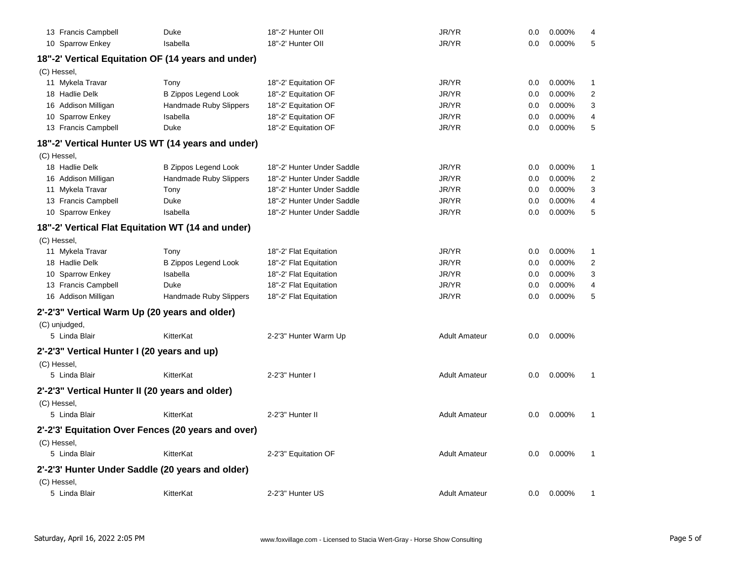| | | | | | | |
|---|---|---|---|---|---|---|
| 13 Francis Campbell | Duke | 18"-2' Hunter OII | JR/YR | 0.0 | 0.000% | 4 |
| 10 Sparrow Enkey | Isabella | 18"-2' Hunter OII | JR/YR | 0.0 | 0.000% | 5 |

### 18"-2' Vertical Equitation OF (14 years and under)

(C) Hessel,

| | | | | | | |
|---|---|---|---|---|---|---|
| 11 Mykela Travar | Tony | 18"-2' Equitation OF | JR/YR | 0.0 | 0.000% | 1 |
| 18 Hadlie Delk | B Zippos Legend Look | 18"-2' Equitation OF | JR/YR | 0.0 | 0.000% | 2 |
| 16 Addison Milligan | Handmade Ruby Slippers | 18"-2' Equitation OF | JR/YR | 0.0 | 0.000% | 3 |
| 10 Sparrow Enkey | Isabella | 18"-2' Equitation OF | JR/YR | 0.0 | 0.000% | 4 |
| 13 Francis Campbell | Duke | 18"-2' Equitation OF | JR/YR | 0.0 | 0.000% | 5 |

### 18"-2' Vertical Hunter US WT (14 years and under)

(C) Hessel,

| | | | | | | |
|---|---|---|---|---|---|---|
| 18 Hadlie Delk | B Zippos Legend Look | 18"-2' Hunter Under Saddle | JR/YR | 0.0 | 0.000% | 1 |
| 16 Addison Milligan | Handmade Ruby Slippers | 18"-2' Hunter Under Saddle | JR/YR | 0.0 | 0.000% | 2 |
| 11 Mykela Travar | Tony | 18"-2' Hunter Under Saddle | JR/YR | 0.0 | 0.000% | 3 |
| 13 Francis Campbell | Duke | 18"-2' Hunter Under Saddle | JR/YR | 0.0 | 0.000% | 4 |
| 10 Sparrow Enkey | Isabella | 18"-2' Hunter Under Saddle | JR/YR | 0.0 | 0.000% | 5 |

### 18"-2' Vertical Flat Equitation WT (14 and under)

(C) Hessel,

| | | | | | | |
|---|---|---|---|---|---|---|
| 11 Mykela Travar | Tony | 18"-2' Flat Equitation | JR/YR | 0.0 | 0.000% | 1 |
| 18 Hadlie Delk | B Zippos Legend Look | 18"-2' Flat Equitation | JR/YR | 0.0 | 0.000% | 2 |
| 10 Sparrow Enkey | Isabella | 18"-2' Flat Equitation | JR/YR | 0.0 | 0.000% | 3 |
| 13 Francis Campbell | Duke | 18"-2' Flat Equitation | JR/YR | 0.0 | 0.000% | 4 |
| 16 Addison Milligan | Handmade Ruby Slippers | 18"-2' Flat Equitation | JR/YR | 0.0 | 0.000% | 5 |

### 2'-2'3" Vertical Warm Up (20 years and older)

(C) unjudged,

| | | | | | | |
|---|---|---|---|---|---|---|
| 5 Linda Blair | KitterKat | 2-2'3" Hunter Warm Up | Adult Amateur | 0.0 | 0.000% | |

### 2'-2'3" Vertical Hunter I (20 years and up)

(C) Hessel,

| | | | | | | |
|---|---|---|---|---|---|---|
| 5 Linda Blair | KitterKat | 2-2'3" Hunter I | Adult Amateur | 0.0 | 0.000% | 1 |

### 2'-2'3" Vertical Hunter II (20 years and older)

(C) Hessel,

| | | | | | | |
|---|---|---|---|---|---|---|
| 5 Linda Blair | KitterKat | 2-2'3" Hunter II | Adult Amateur | 0.0 | 0.000% | 1 |

### 2'-2'3' Equitation Over Fences (20 years and over)

(C) Hessel,

| | | | | | | |
|---|---|---|---|---|---|---|
| 5 Linda Blair | KitterKat | 2-2'3" Equitation OF | Adult Amateur | 0.0 | 0.000% | 1 |

### 2'-2'3' Hunter Under Saddle (20 years and older)

(C) Hessel,

| | | | | | | |
|---|---|---|---|---|---|---|
| 5 Linda Blair | KitterKat | 2-2'3" Hunter US | Adult Amateur | 0.0 | 0.000% | 1 |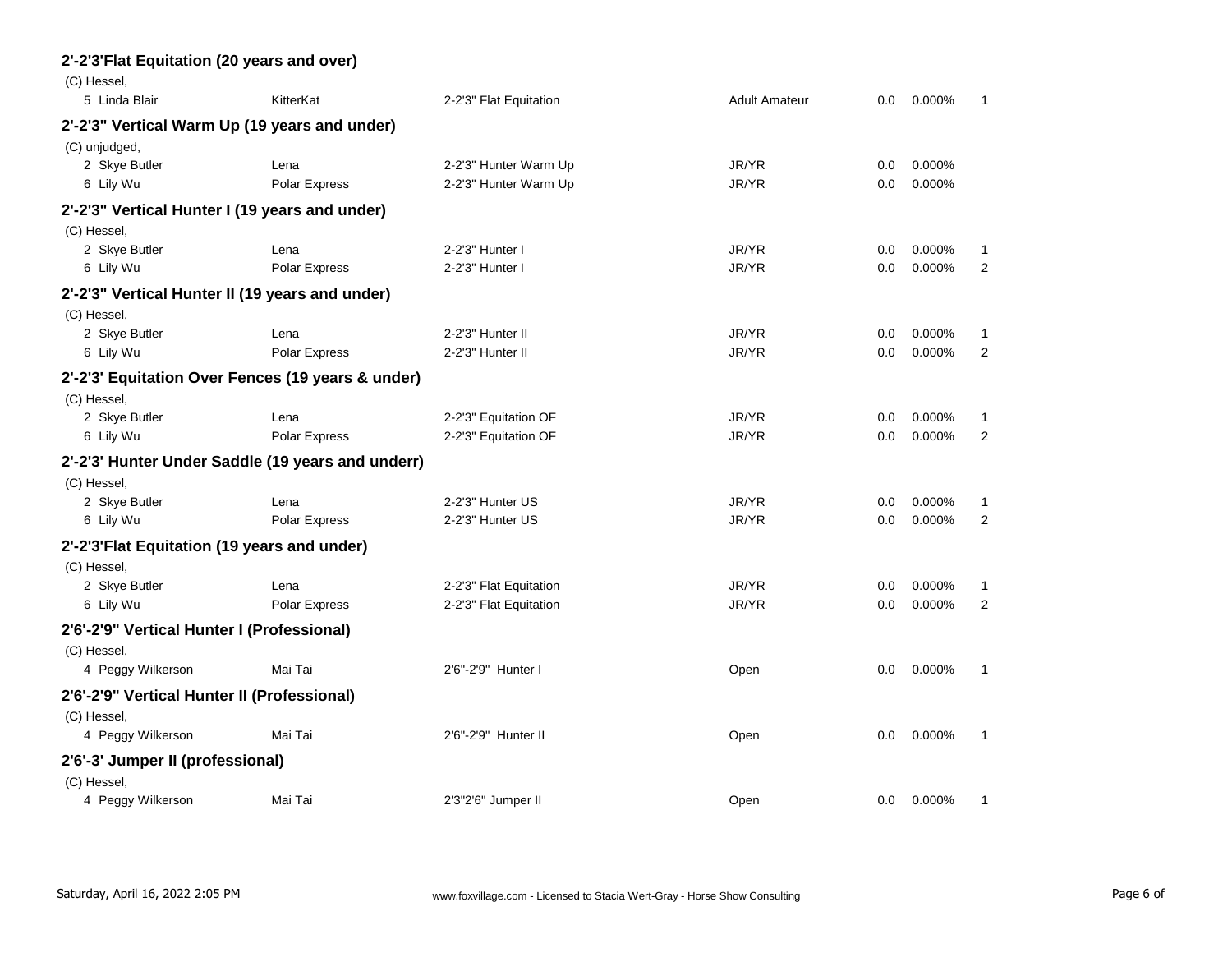## 2'-2'3'Flat Equitation (20 years and over)

(C) Hessel,

| | | | | | | |
|---|---|---|---|---|---|---|
| 5 Linda Blair | KitterKat | 2-2'3" Flat Equitation | Adult Amateur | 0.0 | 0.000% | 1 |

## 2'-2'3" Vertical Warm Up (19 years and under)

(C) unjudged,

| | | | | | | |
|---|---|---|---|---|---|---|
| 2 Skye Butler | Lena | 2-2'3" Hunter Warm Up | JR/YR | 0.0 | 0.000% | |
| 6 Lily Wu | Polar Express | 2-2'3" Hunter Warm Up | JR/YR | 0.0 | 0.000% | |

## 2'-2'3" Vertical Hunter I (19 years and under)

(C) Hessel,

| | | | | | | |
|---|---|---|---|---|---|---|
| 2 Skye Butler | Lena | 2-2'3" Hunter I | JR/YR | 0.0 | 0.000% | 1 |
| 6 Lily Wu | Polar Express | 2-2'3" Hunter I | JR/YR | 0.0 | 0.000% | 2 |

## 2'-2'3" Vertical Hunter II (19 years and under)

(C) Hessel,

| | | | | | | |
|---|---|---|---|---|---|---|
| 2 Skye Butler | Lena | 2-2'3" Hunter II | JR/YR | 0.0 | 0.000% | 1 |
| 6 Lily Wu | Polar Express | 2-2'3" Hunter II | JR/YR | 0.0 | 0.000% | 2 |

## 2'-2'3' Equitation Over Fences (19 years & under)

(C) Hessel,

| | | | | | | |
|---|---|---|---|---|---|---|
| 2 Skye Butler | Lena | 2-2'3" Equitation OF | JR/YR | 0.0 | 0.000% | 1 |
| 6 Lily Wu | Polar Express | 2-2'3" Equitation OF | JR/YR | 0.0 | 0.000% | 2 |

## 2'-2'3' Hunter Under Saddle (19 years and underr)

(C) Hessel,

| | | | | | | |
|---|---|---|---|---|---|---|
| 2 Skye Butler | Lena | 2-2'3" Hunter US | JR/YR | 0.0 | 0.000% | 1 |
| 6 Lily Wu | Polar Express | 2-2'3" Hunter US | JR/YR | 0.0 | 0.000% | 2 |

## 2'-2'3'Flat Equitation (19 years and under)

(C) Hessel,

| | | | | | | |
|---|---|---|---|---|---|---|
| 2 Skye Butler | Lena | 2-2'3" Flat Equitation | JR/YR | 0.0 | 0.000% | 1 |
| 6 Lily Wu | Polar Express | 2-2'3" Flat Equitation | JR/YR | 0.0 | 0.000% | 2 |

## 2'6'-2'9" Vertical Hunter I (Professional)

(C) Hessel,

| | | | | | | |
|---|---|---|---|---|---|---|
| 4 Peggy Wilkerson | Mai Tai | 2'6"-2'9" Hunter I | Open | 0.0 | 0.000% | 1 |

## 2'6'-2'9" Vertical Hunter II (Professional)

(C) Hessel,

| | | | | | | |
|---|---|---|---|---|---|---|
| 4 Peggy Wilkerson | Mai Tai | 2'6"-2'9" Hunter II | Open | 0.0 | 0.000% | 1 |

## 2'6'-3' Jumper II (professional)

(C) Hessel,

| | | | | | | |
|---|---|---|---|---|---|---|
| 4 Peggy Wilkerson | Mai Tai | 2'3"2'6" Jumper II | Open | 0.0 | 0.000% | 1 |